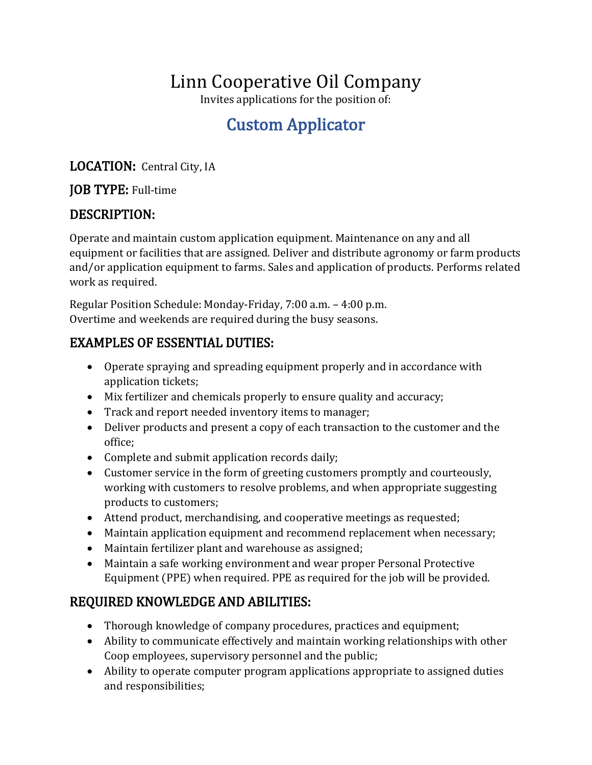# Linn Cooperative Oil Company

Invites applications for the position of:

## Custom Applicator

**LOCATION:** Central City, IA

**JOB TYPE:** Full-time

### DESCRIPTION:

Operate and maintain custom application equipment. Maintenance on any and all equipment or facilities that are assigned. Deliver and distribute agronomy or farm products and/or application equipment to farms. Sales and application of products. Performs related work as required.

Regular Position Schedule: Monday-Friday, 7:00 a.m. – 4:00 p.m.
Overtime and weekends are required during the busy seasons.

### EXAMPLES OF ESSENTIAL DUTIES:

- Operate spraying and spreading equipment properly and in accordance with application tickets;
- Mix fertilizer and chemicals properly to ensure quality and accuracy;
- Track and report needed inventory items to manager;
- Deliver products and present a copy of each transaction to the customer and the office;
- Complete and submit application records daily;
- Customer service in the form of greeting customers promptly and courteously, working with customers to resolve problems, and when appropriate suggesting products to customers;
- Attend product, merchandising, and cooperative meetings as requested;
- Maintain application equipment and recommend replacement when necessary;
- Maintain fertilizer plant and warehouse as assigned;
- Maintain a safe working environment and wear proper Personal Protective Equipment (PPE) when required. PPE as required for the job will be provided.

### REQUIRED KNOWLEDGE AND ABILITIES:

- Thorough knowledge of company procedures, practices and equipment;
- Ability to communicate effectively and maintain working relationships with other Coop employees, supervisory personnel and the public;
- Ability to operate computer program applications appropriate to assigned duties and responsibilities;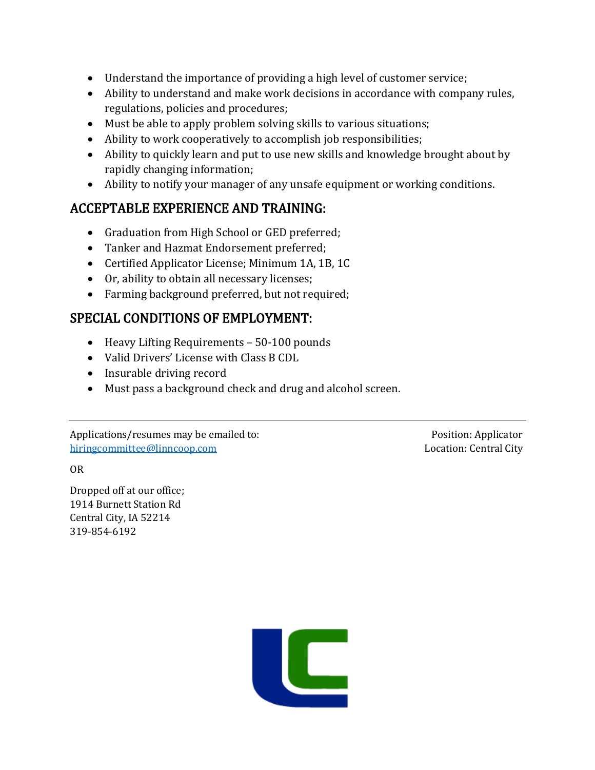- Understand the importance of providing a high level of customer service;
- Ability to understand and make work decisions in accordance with company rules, regulations, policies and procedures;
- Must be able to apply problem solving skills to various situations;
- Ability to work cooperatively to accomplish job responsibilities;
- Ability to quickly learn and put to use new skills and knowledge brought about by rapidly changing information;
- Ability to notify your manager of any unsafe equipment or working conditions.

## ACCEPTABLE EXPERIENCE AND TRAINING:

- Graduation from High School or GED preferred;
- Tanker and Hazmat Endorsement preferred;
- Certified Applicator License; Minimum 1A, 1B, 1C
- Or, ability to obtain all necessary licenses;
- Farming background preferred, but not required;

## SPECIAL CONDITIONS OF EMPLOYMENT:

- Heavy Lifting Requirements – 50-100 pounds
- Valid Drivers' License with Class B CDL
- Insurable driving record
- Must pass a background check and drug and alcohol screen.

---

Applications/resumes may be emailed to:
hiringcommittee@linncoop.com

Position: Applicator
Location: Central City

OR

Dropped off at our office;
1914 Burnett Station Rd
Central City, IA 52214
319-854-6192